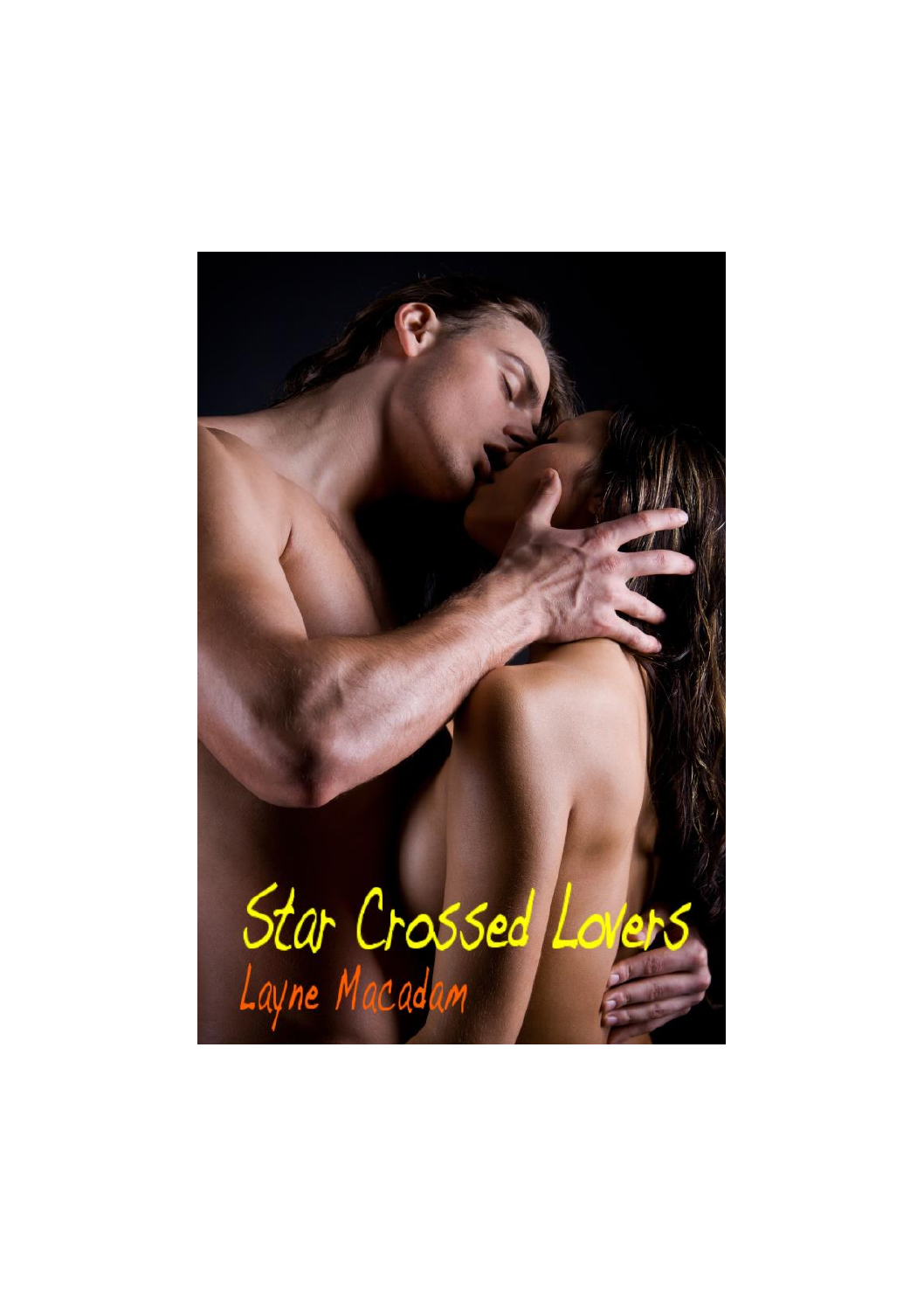# Star Crossed Lovers

Layne Macadam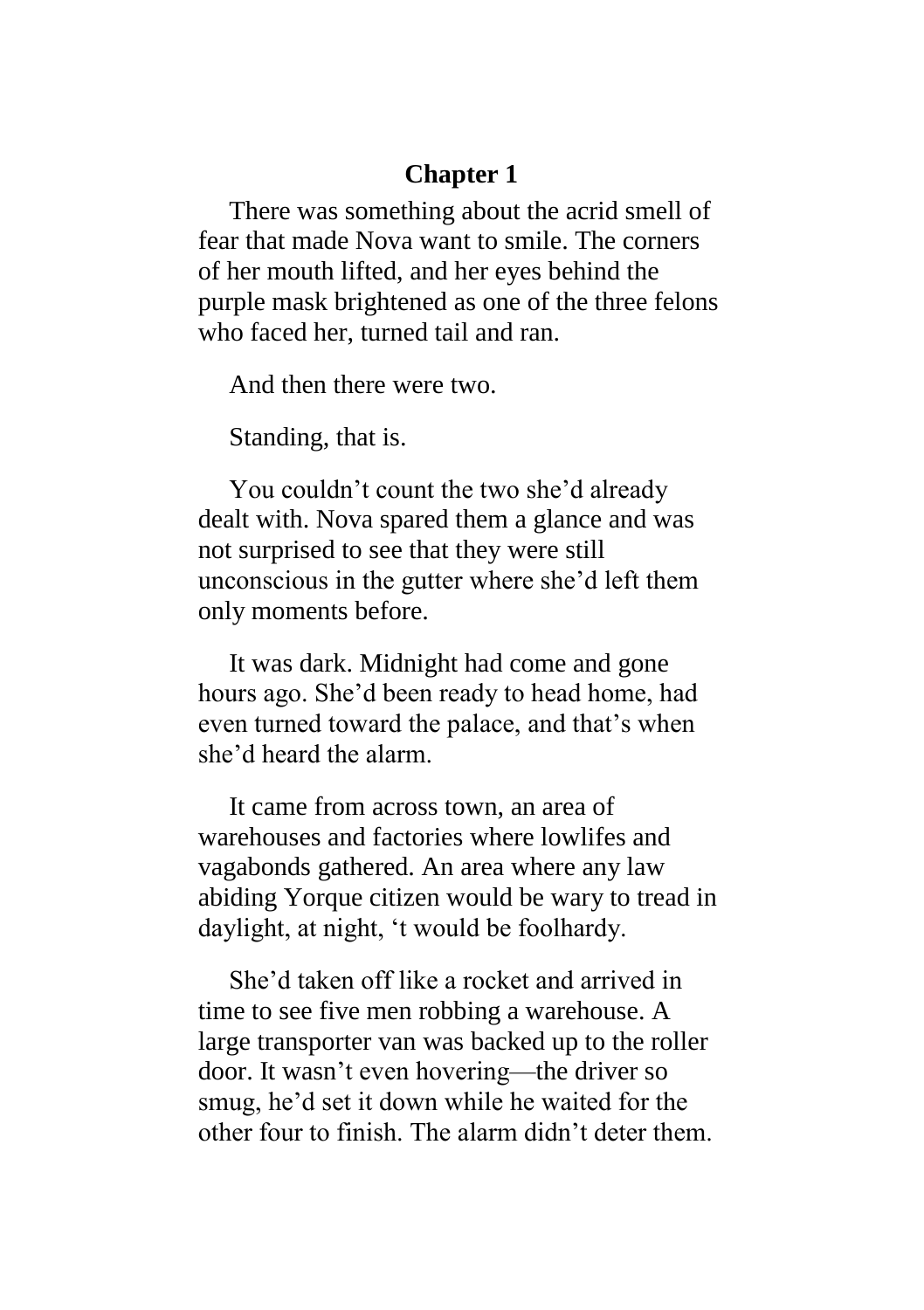# Chapter 1

There was something about the acrid smell of fear that made Nova want to smile. The corners of her mouth lifted, and her eyes behind the purple mask brightened as one of the three felons who faced her, turned tail and ran.

And then there were two.

Standing, that is.

You couldn't count the two she'd already dealt with. Nova spared them a glance and was not surprised to see that they were still unconscious in the gutter where she'd left them only moments before.

It was dark. Midnight had come and gone hours ago. She'd been ready to head home, had even turned toward the palace, and that's when she'd heard the alarm.

It came from across town, an area of warehouses and factories where lowlifes and vagabonds gathered. An area where any law abiding Yorque citizen would be wary to tread in daylight, at night, 't would be foolhardy.

She'd taken off like a rocket and arrived in time to see five men robbing a warehouse. A large transporter van was backed up to the roller door. It wasn't even hovering—the driver so smug, he'd set it down while he waited for the other four to finish. The alarm didn't deter them.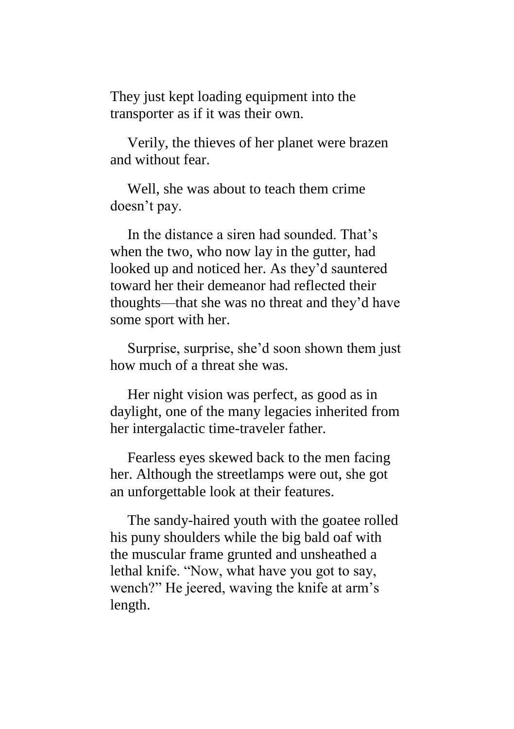They just kept loading equipment into the transporter as if it was their own.

Verily, the thieves of her planet were brazen and without fear.

Well, she was about to teach them crime doesn't pay.

In the distance a siren had sounded. That's when the two, who now lay in the gutter, had looked up and noticed her. As they'd sauntered toward her their demeanor had reflected their thoughts—that she was no threat and they'd have some sport with her.

Surprise, surprise, she'd soon shown them just how much of a threat she was.

Her night vision was perfect, as good as in daylight, one of the many legacies inherited from her intergalactic time-traveler father.

Fearless eyes skewed back to the men facing her. Although the streetlamps were out, she got an unforgettable look at their features.

The sandy-haired youth with the goatee rolled his puny shoulders while the big bald oaf with the muscular frame grunted and unsheathed a lethal knife. "Now, what have you got to say, wench?" He jeered, waving the knife at arm's length.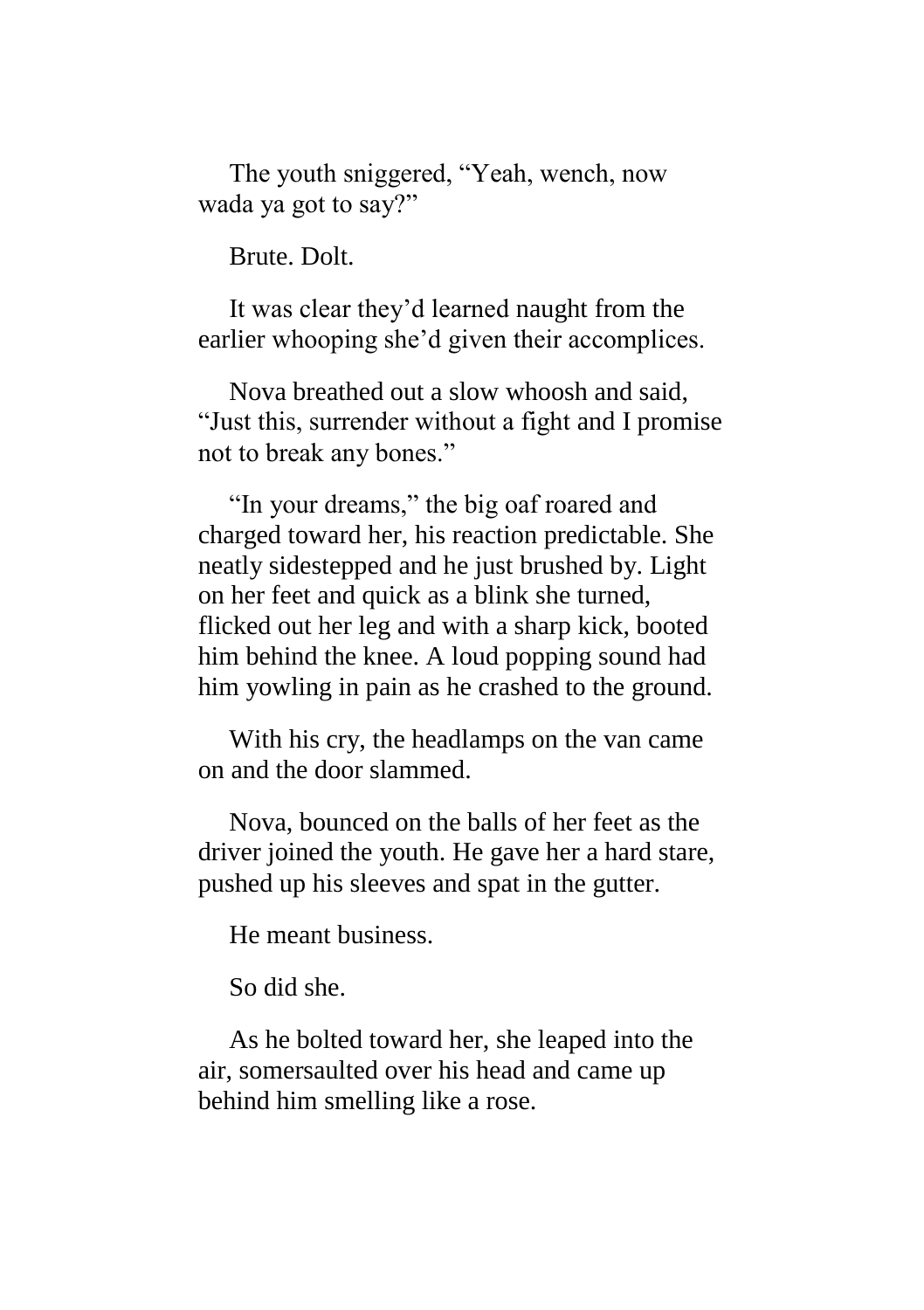The youth sniggered, “Yeah, wench, now wada ya got to say?”

Brute. Dolt.

It was clear they’d learned naught from the earlier whooping she’d given their accomplices.

Nova breathed out a slow whoosh and said, “Just this, surrender without a fight and I promise not to break any bones.”

“In your dreams,” the big oaf roared and charged toward her, his reaction predictable. She neatly sidestepped and he just brushed by. Light on her feet and quick as a blink she turned, flicked out her leg and with a sharp kick, booted him behind the knee. A loud popping sound had him yowling in pain as he crashed to the ground.

With his cry, the headlamps on the van came on and the door slammed.

Nova, bounced on the balls of her feet as the driver joined the youth. He gave her a hard stare, pushed up his sleeves and spat in the gutter.

He meant business.

So did she.

As he bolted toward her, she leaped into the air, somersaulted over his head and came up behind him smelling like a rose.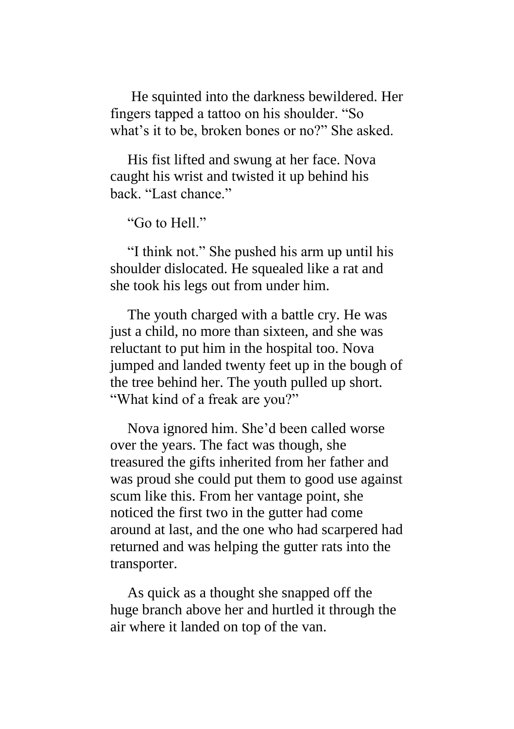He squinted into the darkness bewildered. Her fingers tapped a tattoo on his shoulder. “So what’s it to be, broken bones or no?” She asked.

His fist lifted and swung at her face. Nova caught his wrist and twisted it up behind his back. “Last chance.”

“Go to Hell.”

“I think not.” She pushed his arm up until his shoulder dislocated. He squealed like a rat and she took his legs out from under him.

The youth charged with a battle cry. He was just a child, no more than sixteen, and she was reluctant to put him in the hospital too. Nova jumped and landed twenty feet up in the bough of the tree behind her. The youth pulled up short. “What kind of a freak are you?”

Nova ignored him. She’d been called worse over the years. The fact was though, she treasured the gifts inherited from her father and was proud she could put them to good use against scum like this. From her vantage point, she noticed the first two in the gutter had come around at last, and the one who had scarpered had returned and was helping the gutter rats into the transporter.

As quick as a thought she snapped off the huge branch above her and hurtled it through the air where it landed on top of the van.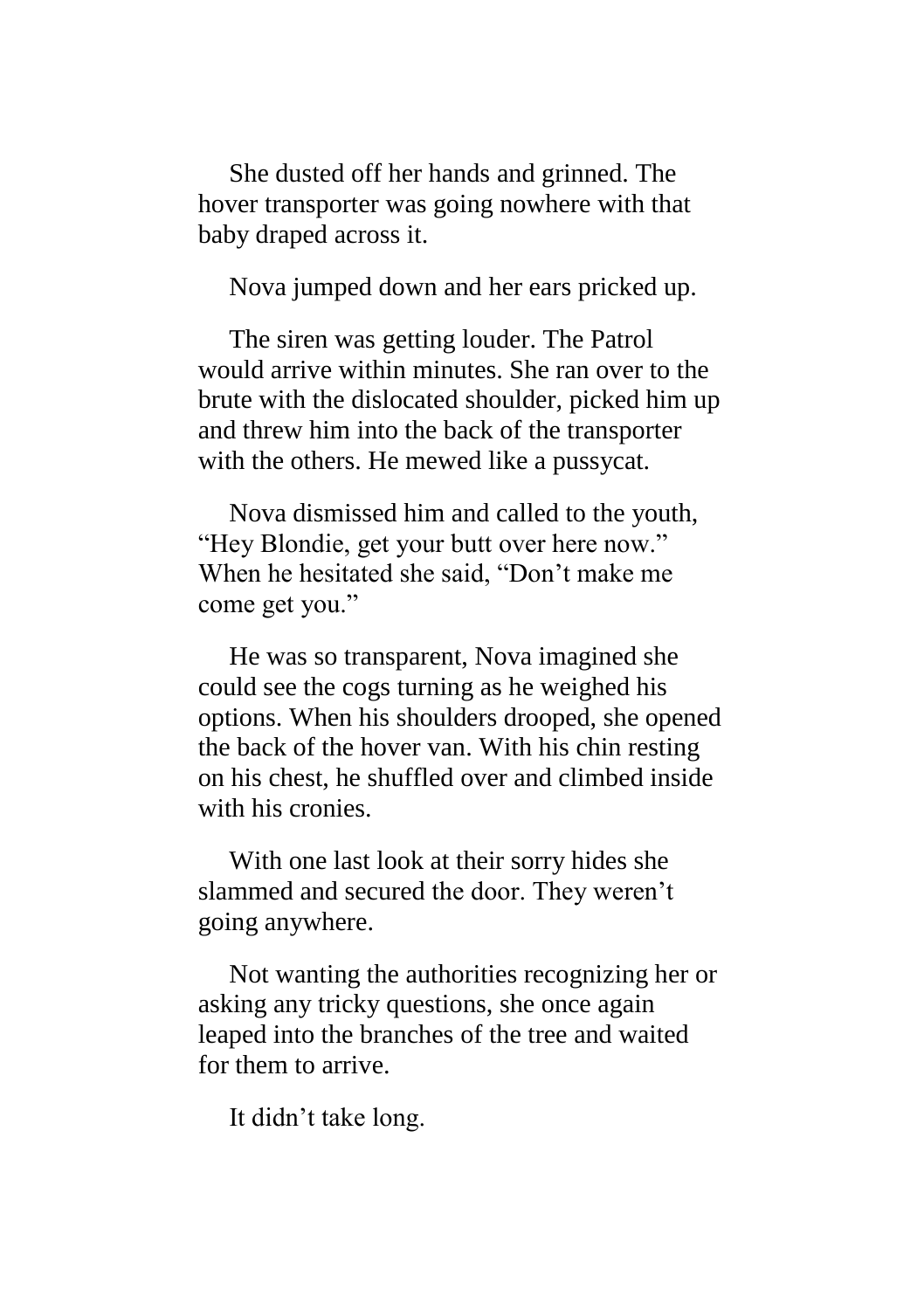She dusted off her hands and grinned. The hover transporter was going nowhere with that baby draped across it.

Nova jumped down and her ears pricked up.

The siren was getting louder. The Patrol would arrive within minutes. She ran over to the brute with the dislocated shoulder, picked him up and threw him into the back of the transporter with the others. He mewed like a pussycat.

Nova dismissed him and called to the youth, “Hey Blondie, get your butt over here now.” When he hesitated she said, “Don’t make me come get you.”

He was so transparent, Nova imagined she could see the cogs turning as he weighed his options. When his shoulders drooped, she opened the back of the hover van. With his chin resting on his chest, he shuffled over and climbed inside with his cronies.

With one last look at their sorry hides she slammed and secured the door. They weren’t going anywhere.

Not wanting the authorities recognizing her or asking any tricky questions, she once again leaped into the branches of the tree and waited for them to arrive.

It didn’t take long.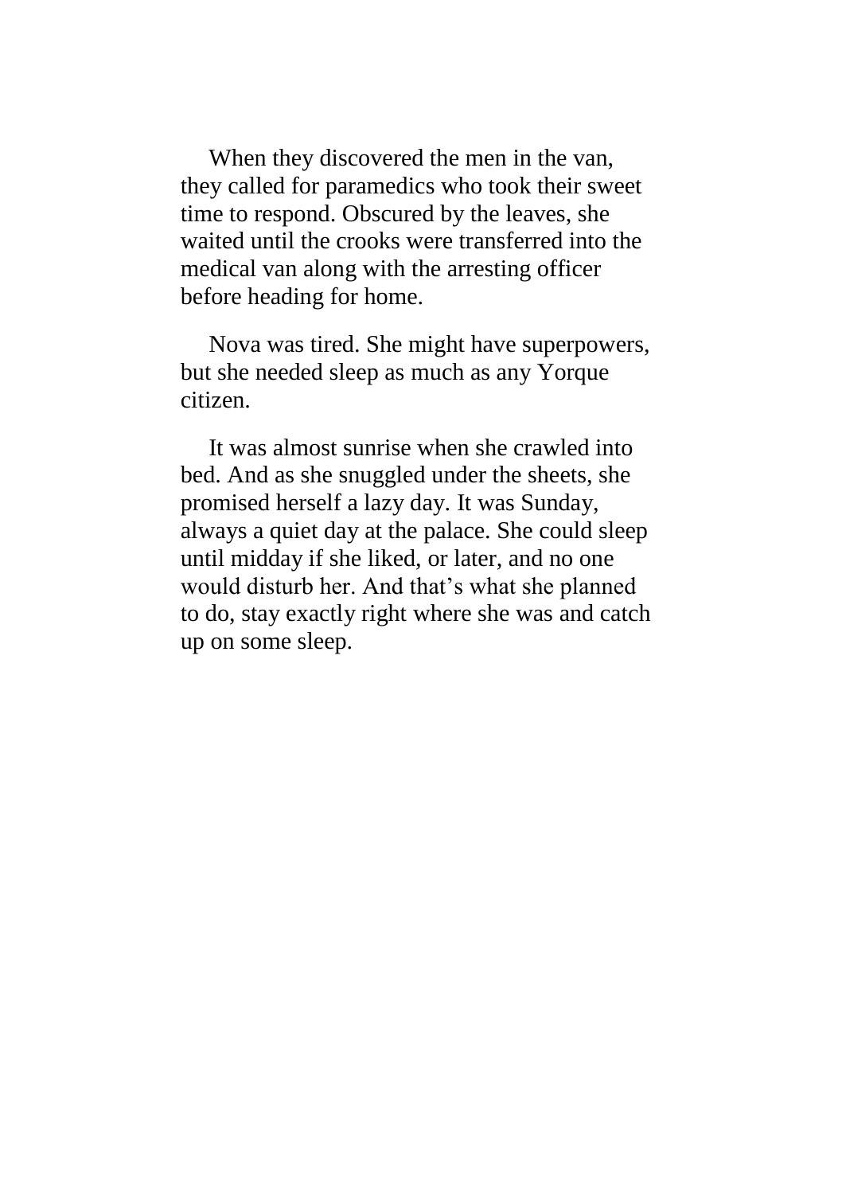When they discovered the men in the van, they called for paramedics who took their sweet time to respond. Obscured by the leaves, she waited until the crooks were transferred into the medical van along with the arresting officer before heading for home.

Nova was tired. She might have superpowers, but she needed sleep as much as any Yorque citizen.

It was almost sunrise when she crawled into bed. And as she snuggled under the sheets, she promised herself a lazy day. It was Sunday, always a quiet day at the palace. She could sleep until midday if she liked, or later, and no one would disturb her. And that's what she planned to do, stay exactly right where she was and catch up on some sleep.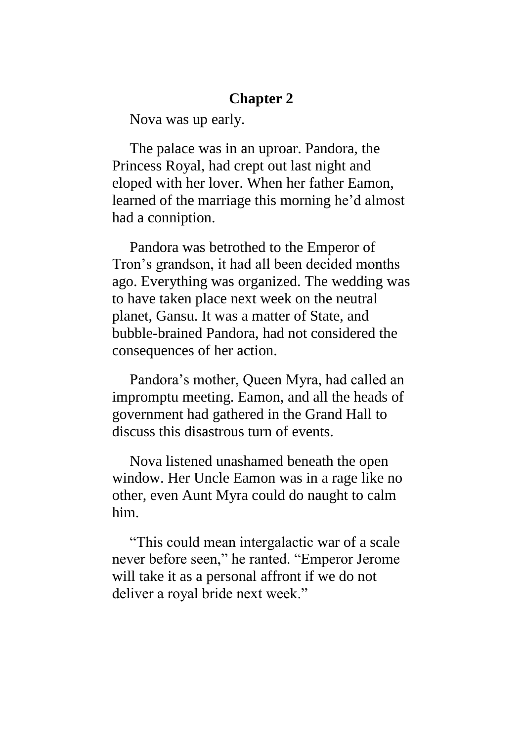## Chapter 2

Nova was up early.

The palace was in an uproar. Pandora, the Princess Royal, had crept out last night and eloped with her lover. When her father Eamon, learned of the marriage this morning he'd almost had a conniption.

Pandora was betrothed to the Emperor of Tron's grandson, it had all been decided months ago. Everything was organized. The wedding was to have taken place next week on the neutral planet, Gansu. It was a matter of State, and bubble-brained Pandora, had not considered the consequences of her action.

Pandora's mother, Queen Myra, had called an impromptu meeting. Eamon, and all the heads of government had gathered in the Grand Hall to discuss this disastrous turn of events.

Nova listened unashamed beneath the open window. Her Uncle Eamon was in a rage like no other, even Aunt Myra could do naught to calm him.

"This could mean intergalactic war of a scale never before seen," he ranted. "Emperor Jerome will take it as a personal affront if we do not deliver a royal bride next week."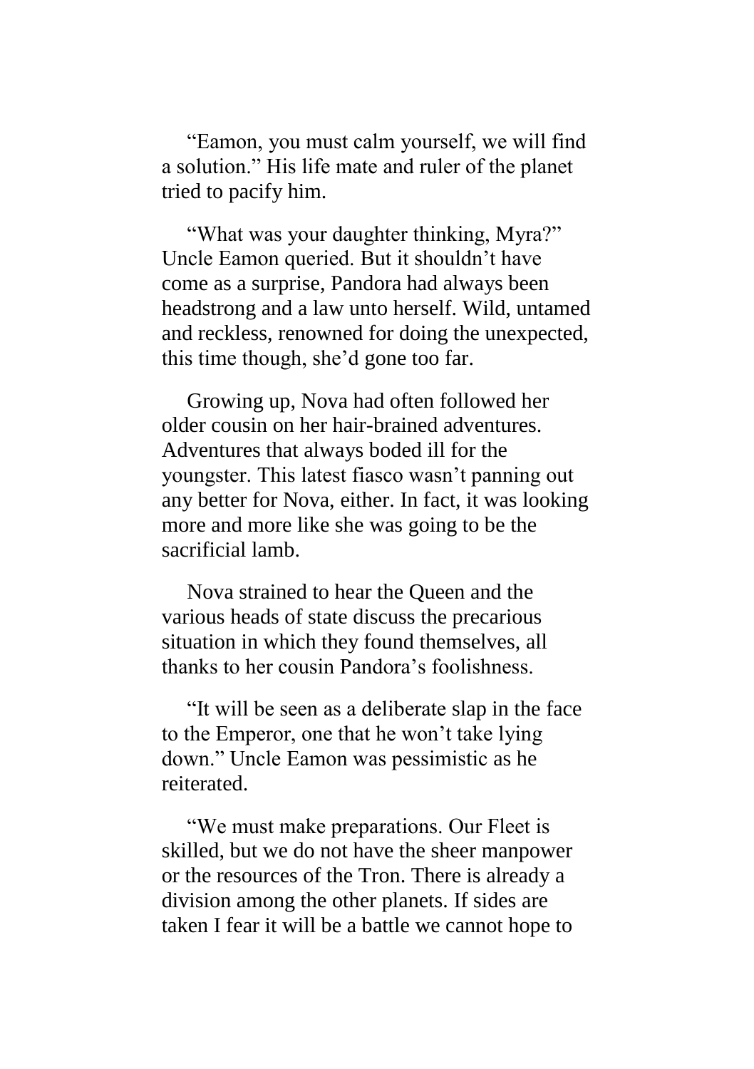"Eamon, you must calm yourself, we will find a solution." His life mate and ruler of the planet tried to pacify him.

"What was your daughter thinking, Myra?" Uncle Eamon queried. But it shouldn't have come as a surprise, Pandora had always been headstrong and a law unto herself. Wild, untamed and reckless, renowned for doing the unexpected, this time though, she'd gone too far.

Growing up, Nova had often followed her older cousin on her hair-brained adventures. Adventures that always boded ill for the youngster. This latest fiasco wasn't panning out any better for Nova, either. In fact, it was looking more and more like she was going to be the sacrificial lamb.

Nova strained to hear the Queen and the various heads of state discuss the precarious situation in which they found themselves, all thanks to her cousin Pandora's foolishness.

"It will be seen as a deliberate slap in the face to the Emperor, one that he won't take lying down." Uncle Eamon was pessimistic as he reiterated.

"We must make preparations. Our Fleet is skilled, but we do not have the sheer manpower or the resources of the Tron. There is already a division among the other planets. If sides are taken I fear it will be a battle we cannot hope to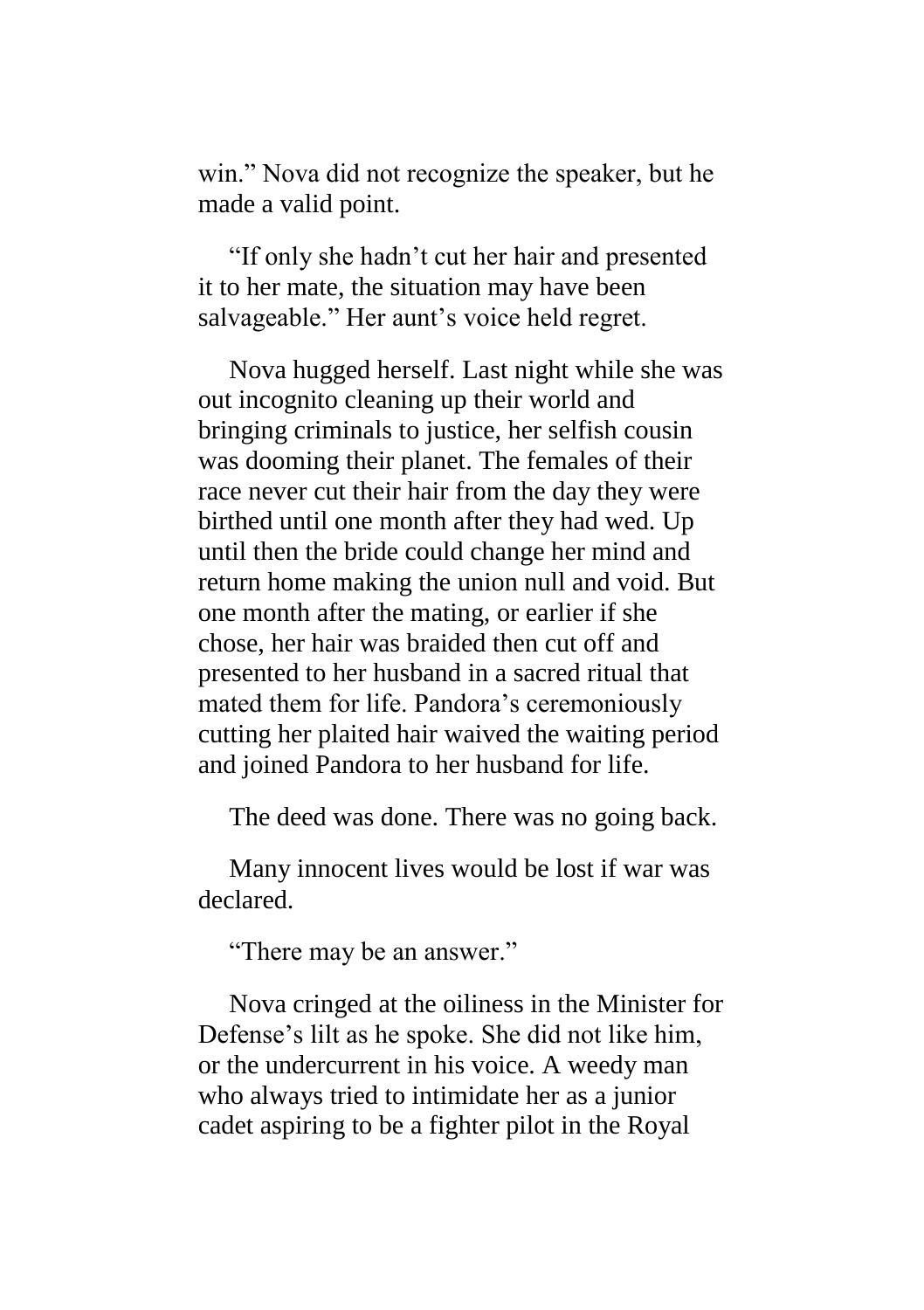win." Nova did not recognize the speaker, but he made a valid point.

"If only she hadn't cut her hair and presented it to her mate, the situation may have been salvageable." Her aunt's voice held regret.

Nova hugged herself. Last night while she was out incognito cleaning up their world and bringing criminals to justice, her selfish cousin was dooming their planet. The females of their race never cut their hair from the day they were birthed until one month after they had wed. Up until then the bride could change her mind and return home making the union null and void. But one month after the mating, or earlier if she chose, her hair was braided then cut off and presented to her husband in a sacred ritual that mated them for life. Pandora's ceremoniously cutting her plaited hair waived the waiting period and joined Pandora to her husband for life.

The deed was done. There was no going back.

Many innocent lives would be lost if war was declared.

"There may be an answer."

Nova cringed at the oiliness in the Minister for Defense's lilt as he spoke. She did not like him, or the undercurrent in his voice. A weedy man who always tried to intimidate her as a junior cadet aspiring to be a fighter pilot in the Royal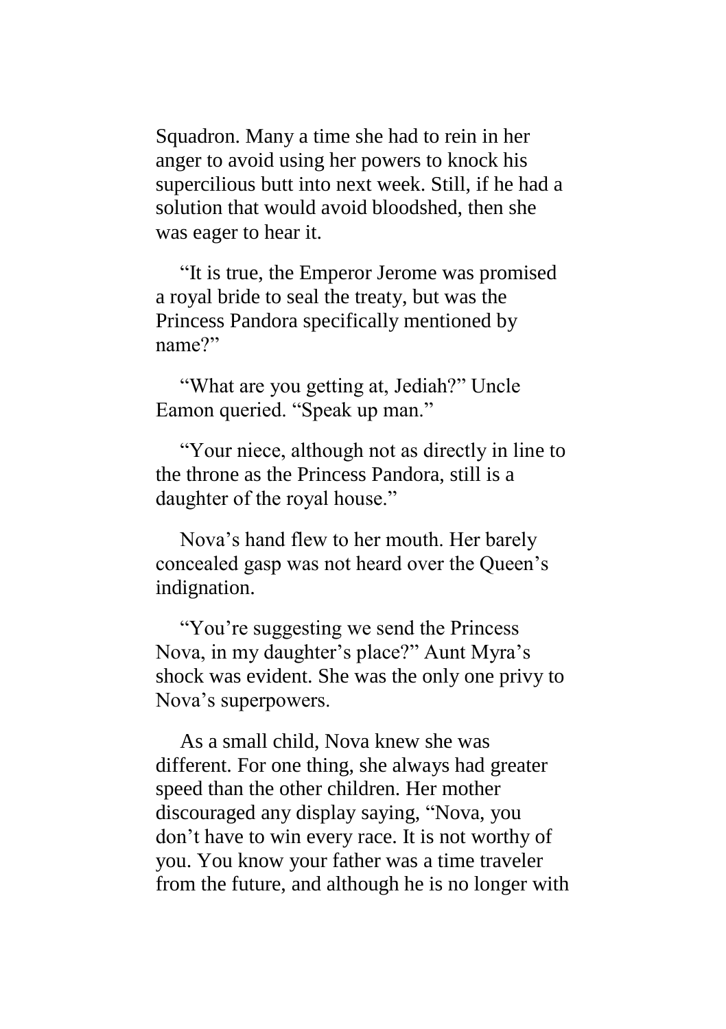Squadron. Many a time she had to rein in her anger to avoid using her powers to knock his supercilious butt into next week. Still, if he had a solution that would avoid bloodshed, then she was eager to hear it.

"It is true, the Emperor Jerome was promised a royal bride to seal the treaty, but was the Princess Pandora specifically mentioned by name?"

"What are you getting at, Jediah?" Uncle Eamon queried. "Speak up man."

"Your niece, although not as directly in line to the throne as the Princess Pandora, still is a daughter of the royal house."

Nova's hand flew to her mouth. Her barely concealed gasp was not heard over the Queen's indignation.

"You're suggesting we send the Princess Nova, in my daughter's place?" Aunt Myra's shock was evident. She was the only one privy to Nova's superpowers.

As a small child, Nova knew she was different. For one thing, she always had greater speed than the other children. Her mother discouraged any display saying, "Nova, you don't have to win every race. It is not worthy of you. You know your father was a time traveler from the future, and although he is no longer with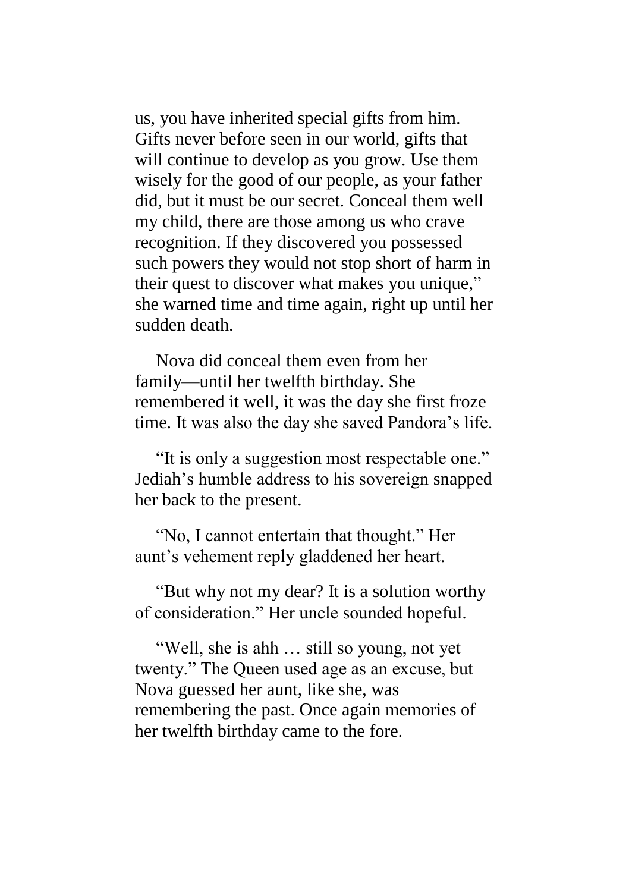us, you have inherited special gifts from him. Gifts never before seen in our world, gifts that will continue to develop as you grow. Use them wisely for the good of our people, as your father did, but it must be our secret. Conceal them well my child, there are those among us who crave recognition. If they discovered you possessed such powers they would not stop short of harm in their quest to discover what makes you unique," she warned time and time again, right up until her sudden death.

Nova did conceal them even from her family—until her twelfth birthday. She remembered it well, it was the day she first froze time. It was also the day she saved Pandora's life.

"It is only a suggestion most respectable one." Jediah's humble address to his sovereign snapped her back to the present.

"No, I cannot entertain that thought." Her aunt's vehement reply gladdened her heart.

"But why not my dear? It is a solution worthy of consideration." Her uncle sounded hopeful.

"Well, she is ahh … still so young, not yet twenty." The Queen used age as an excuse, but Nova guessed her aunt, like she, was remembering the past. Once again memories of her twelfth birthday came to the fore.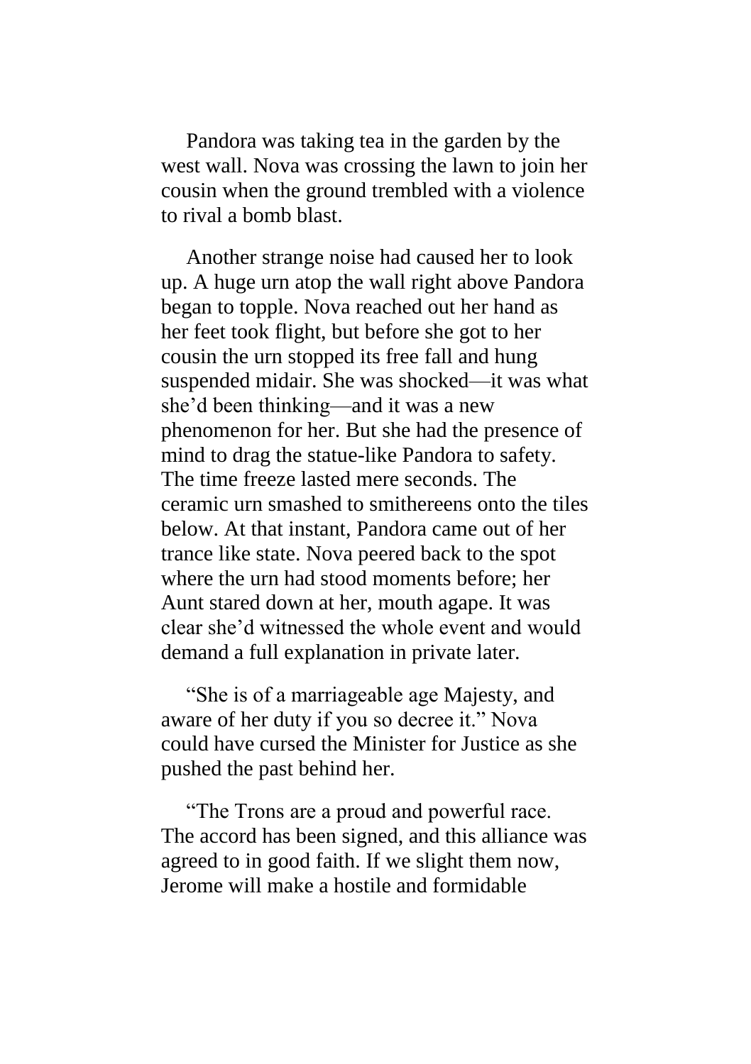Pandora was taking tea in the garden by the west wall. Nova was crossing the lawn to join her cousin when the ground trembled with a violence to rival a bomb blast.

Another strange noise had caused her to look up. A huge urn atop the wall right above Pandora began to topple. Nova reached out her hand as her feet took flight, but before she got to her cousin the urn stopped its free fall and hung suspended midair. She was shocked—it was what she'd been thinking—and it was a new phenomenon for her. But she had the presence of mind to drag the statue-like Pandora to safety. The time freeze lasted mere seconds. The ceramic urn smashed to smithereens onto the tiles below. At that instant, Pandora came out of her trance like state. Nova peered back to the spot where the urn had stood moments before; her Aunt stared down at her, mouth agape. It was clear she'd witnessed the whole event and would demand a full explanation in private later.

"She is of a marriageable age Majesty, and aware of her duty if you so decree it." Nova could have cursed the Minister for Justice as she pushed the past behind her.

"The Trons are a proud and powerful race. The accord has been signed, and this alliance was agreed to in good faith. If we slight them now, Jerome will make a hostile and formidable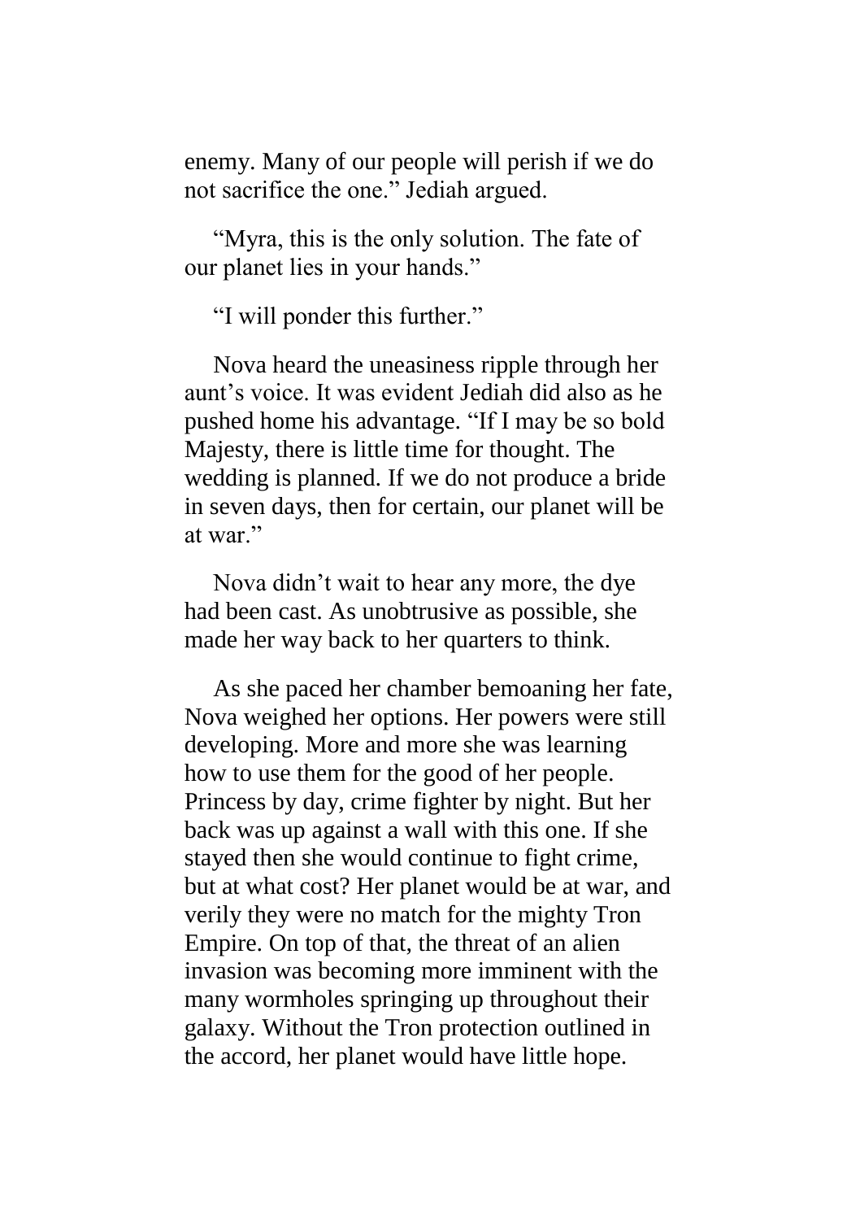enemy. Many of our people will perish if we do not sacrifice the one." Jediah argued.

"Myra, this is the only solution. The fate of our planet lies in your hands."

"I will ponder this further."

Nova heard the uneasiness ripple through her aunt's voice. It was evident Jediah did also as he pushed home his advantage. "If I may be so bold Majesty, there is little time for thought. The wedding is planned. If we do not produce a bride in seven days, then for certain, our planet will be at war."

Nova didn't wait to hear any more, the dye had been cast. As unobtrusive as possible, she made her way back to her quarters to think.

As she paced her chamber bemoaning her fate, Nova weighed her options. Her powers were still developing. More and more she was learning how to use them for the good of her people. Princess by day, crime fighter by night. But her back was up against a wall with this one. If she stayed then she would continue to fight crime, but at what cost? Her planet would be at war, and verily they were no match for the mighty Tron Empire. On top of that, the threat of an alien invasion was becoming more imminent with the many wormholes springing up throughout their galaxy. Without the Tron protection outlined in the accord, her planet would have little hope.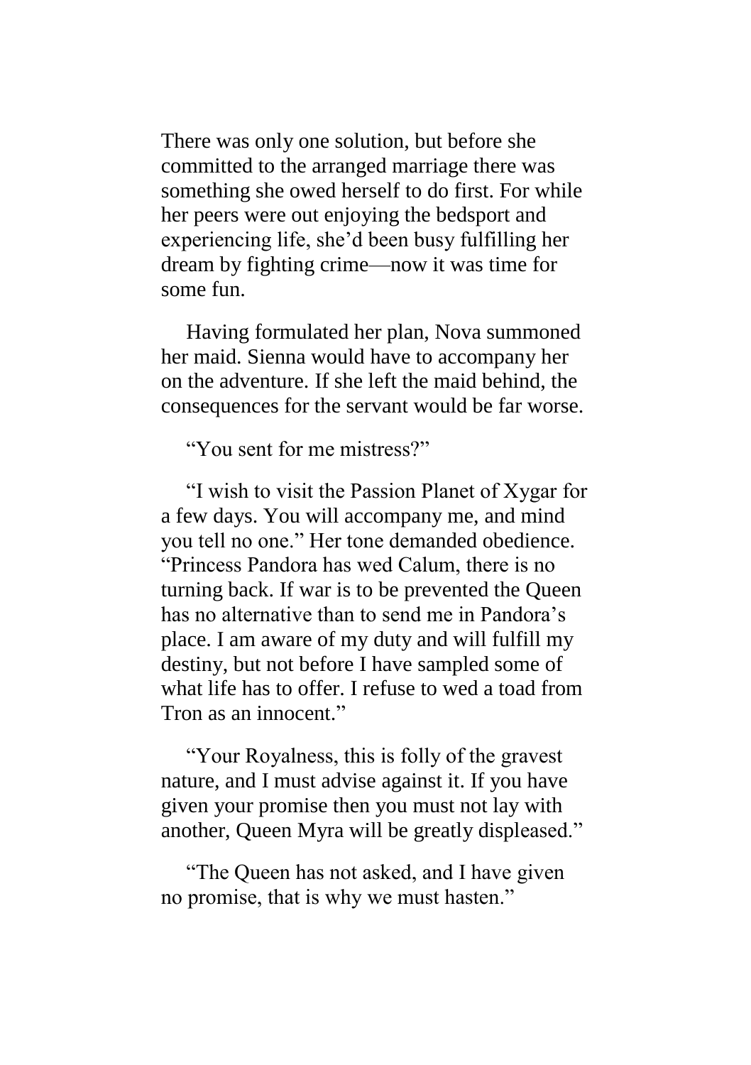There was only one solution, but before she committed to the arranged marriage there was something she owed herself to do first. For while her peers were out enjoying the bedsport and experiencing life, she'd been busy fulfilling her dream by fighting crime—now it was time for some fun.

Having formulated her plan, Nova summoned her maid. Sienna would have to accompany her on the adventure. If she left the maid behind, the consequences for the servant would be far worse.

"You sent for me mistress?"

"I wish to visit the Passion Planet of Xygar for a few days. You will accompany me, and mind you tell no one." Her tone demanded obedience. "Princess Pandora has wed Calum, there is no turning back. If war is to be prevented the Queen has no alternative than to send me in Pandora's place. I am aware of my duty and will fulfill my destiny, but not before I have sampled some of what life has to offer. I refuse to wed a toad from Tron as an innocent."

"Your Royalness, this is folly of the gravest nature, and I must advise against it. If you have given your promise then you must not lay with another, Queen Myra will be greatly displeased."

"The Queen has not asked, and I have given no promise, that is why we must hasten."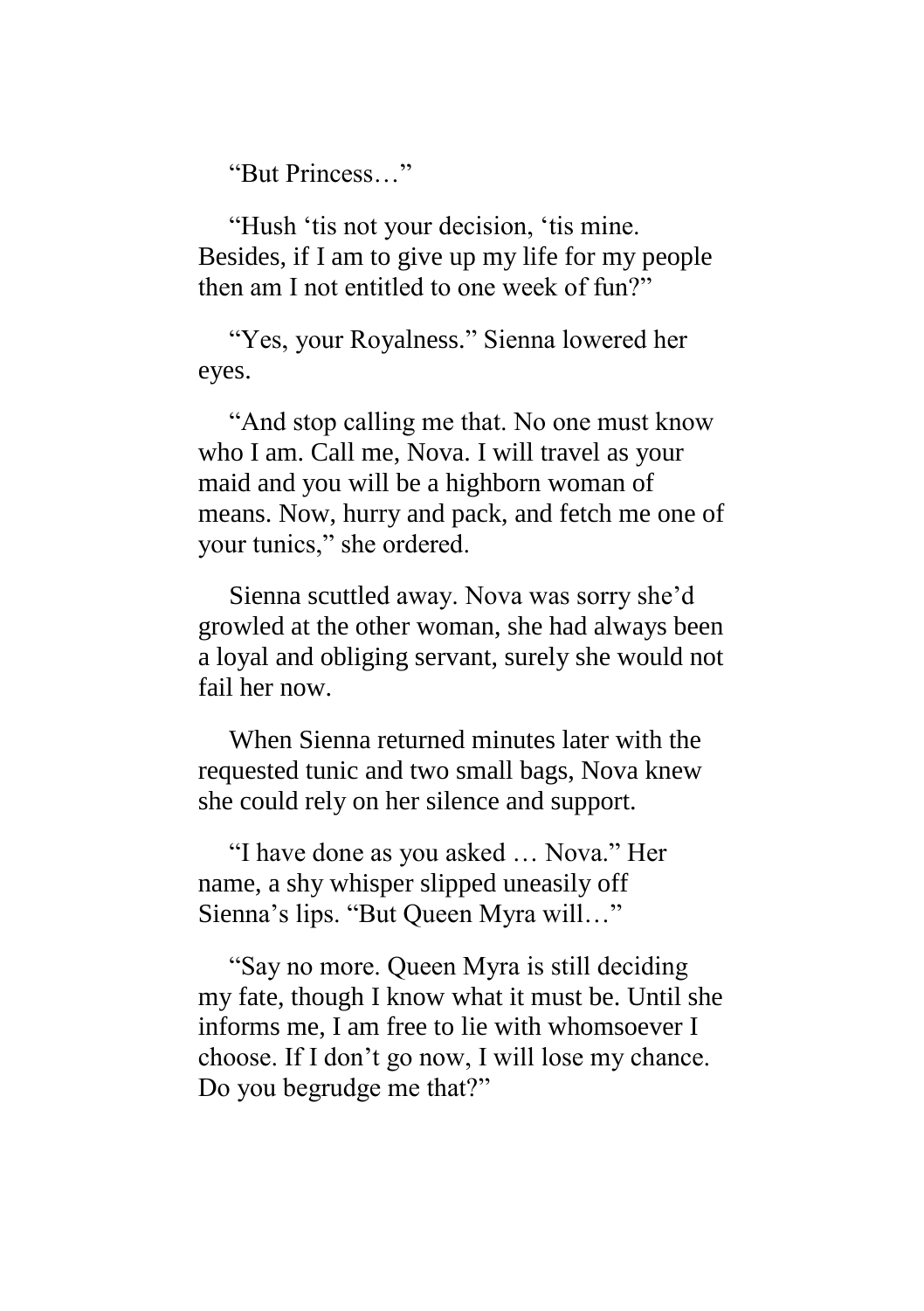"But Princess…"

"Hush 'tis not your decision, 'tis mine. Besides, if I am to give up my life for my people then am I not entitled to one week of fun?"

"Yes, your Royalness." Sienna lowered her eyes.

"And stop calling me that. No one must know who I am. Call me, Nova. I will travel as your maid and you will be a highborn woman of means. Now, hurry and pack, and fetch me one of your tunics," she ordered.

Sienna scuttled away. Nova was sorry she'd growled at the other woman, she had always been a loyal and obliging servant, surely she would not fail her now.

When Sienna returned minutes later with the requested tunic and two small bags, Nova knew she could rely on her silence and support.

"I have done as you asked … Nova." Her name, a shy whisper slipped uneasily off Sienna's lips. "But Queen Myra will…"

"Say no more. Queen Myra is still deciding my fate, though I know what it must be. Until she informs me, I am free to lie with whomsoever I choose. If I don't go now, I will lose my chance. Do you begrudge me that?"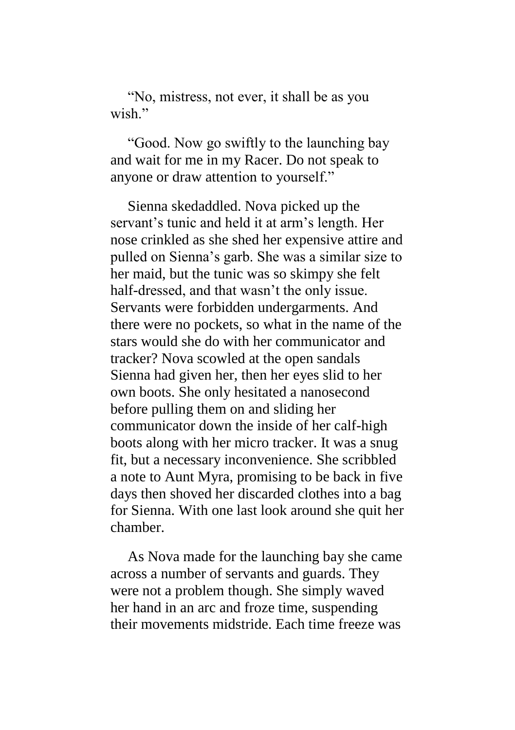"No, mistress, not ever, it shall be as you wish."

"Good. Now go swiftly to the launching bay and wait for me in my Racer. Do not speak to anyone or draw attention to yourself."

Sienna skedaddled. Nova picked up the servant's tunic and held it at arm's length. Her nose crinkled as she shed her expensive attire and pulled on Sienna's garb. She was a similar size to her maid, but the tunic was so skimpy she felt half-dressed, and that wasn't the only issue. Servants were forbidden undergarments. And there were no pockets, so what in the name of the stars would she do with her communicator and tracker? Nova scowled at the open sandals Sienna had given her, then her eyes slid to her own boots. She only hesitated a nanosecond before pulling them on and sliding her communicator down the inside of her calf-high boots along with her micro tracker. It was a snug fit, but a necessary inconvenience. She scribbled a note to Aunt Myra, promising to be back in five days then shoved her discarded clothes into a bag for Sienna. With one last look around she quit her chamber.

As Nova made for the launching bay she came across a number of servants and guards. They were not a problem though. She simply waved her hand in an arc and froze time, suspending their movements midstride. Each time freeze was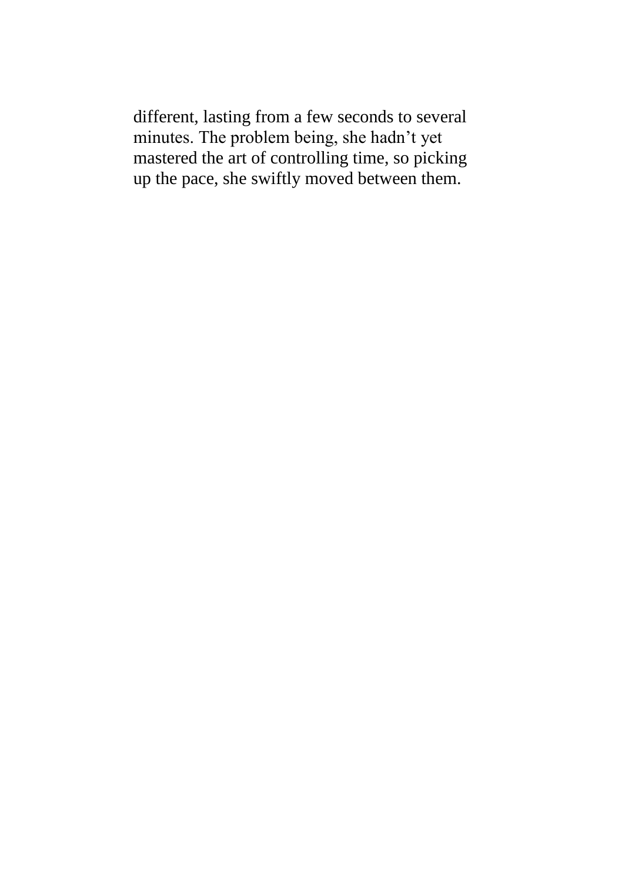different, lasting from a few seconds to several minutes. The problem being, she hadn’t yet mastered the art of controlling time, so picking up the pace, she swiftly moved between them.